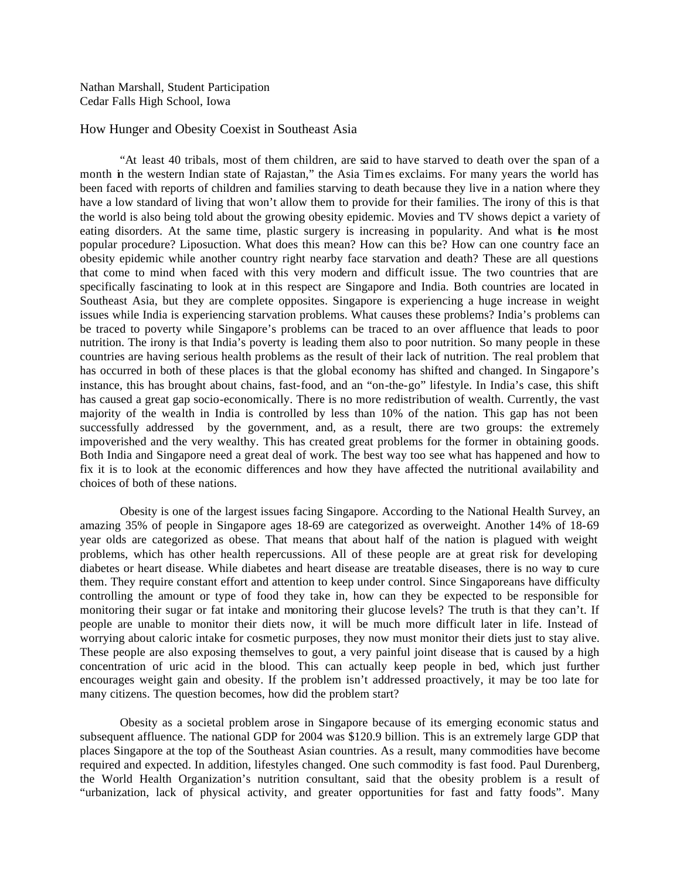Nathan Marshall, Student Participation
Cedar Falls High School, Iowa

## How Hunger and Obesity Coexist in Southeast Asia

"At least 40 tribals, most of them children, are said to have starved to death over the span of a month in the western Indian state of Rajastan," the Asia Times exclaims. For many years the world has been faced with reports of children and families starving to death because they live in a nation where they have a low standard of living that won't allow them to provide for their families. The irony of this is that the world is also being told about the growing obesity epidemic. Movies and TV shows depict a variety of eating disorders. At the same time, plastic surgery is increasing in popularity. And what is the most popular procedure? Liposuction. What does this mean? How can this be? How can one country face an obesity epidemic while another country right nearby face starvation and death? These are all questions that come to mind when faced with this very modern and difficult issue. The two countries that are specifically fascinating to look at in this respect are Singapore and India. Both countries are located in Southeast Asia, but they are complete opposites. Singapore is experiencing a huge increase in weight issues while India is experiencing starvation problems. What causes these problems? India's problems can be traced to poverty while Singapore's problems can be traced to an over affluence that leads to poor nutrition. The irony is that India's poverty is leading them also to poor nutrition. So many people in these countries are having serious health problems as the result of their lack of nutrition. The real problem that has occurred in both of these places is that the global economy has shifted and changed. In Singapore's instance, this has brought about chains, fast-food, and an "on-the-go" lifestyle. In India's case, this shift has caused a great gap socio-economically. There is no more redistribution of wealth. Currently, the vast majority of the wealth in India is controlled by less than 10% of the nation. This gap has not been successfully addressed by the government, and, as a result, there are two groups: the extremely impoverished and the very wealthy. This has created great problems for the former in obtaining goods. Both India and Singapore need a great deal of work. The best way too see what has happened and how to fix it is to look at the economic differences and how they have affected the nutritional availability and choices of both of these nations.

Obesity is one of the largest issues facing Singapore. According to the National Health Survey, an amazing 35% of people in Singapore ages 18-69 are categorized as overweight. Another 14% of 18-69 year olds are categorized as obese. That means that about half of the nation is plagued with weight problems, which has other health repercussions. All of these people are at great risk for developing diabetes or heart disease. While diabetes and heart disease are treatable diseases, there is no way to cure them. They require constant effort and attention to keep under control. Since Singaporeans have difficulty controlling the amount or type of food they take in, how can they be expected to be responsible for monitoring their sugar or fat intake and monitoring their glucose levels? The truth is that they can't. If people are unable to monitor their diets now, it will be much more difficult later in life. Instead of worrying about caloric intake for cosmetic purposes, they now must monitor their diets just to stay alive. These people are also exposing themselves to gout, a very painful joint disease that is caused by a high concentration of uric acid in the blood. This can actually keep people in bed, which just further encourages weight gain and obesity. If the problem isn't addressed proactively, it may be too late for many citizens. The question becomes, how did the problem start?

Obesity as a societal problem arose in Singapore because of its emerging economic status and subsequent affluence. The national GDP for 2004 was $120.9 billion. This is an extremely large GDP that places Singapore at the top of the Southeast Asian countries. As a result, many commodities have become required and expected. In addition, lifestyles changed. One such commodity is fast food. Paul Durenberg, the World Health Organization's nutrition consultant, said that the obesity problem is a result of "urbanization, lack of physical activity, and greater opportunities for fast and fatty foods". Many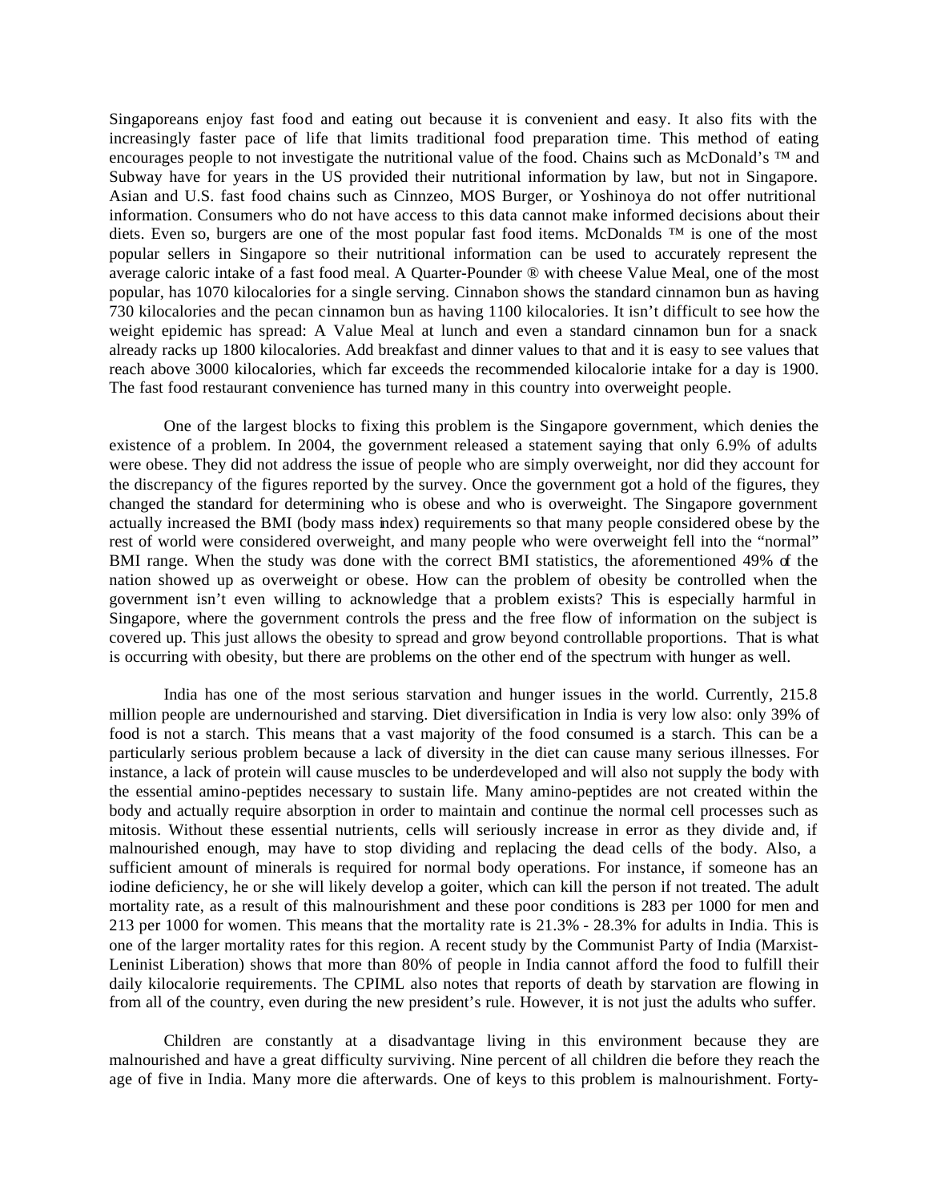Singaporeans enjoy fast food and eating out because it is convenient and easy. It also fits with the increasingly faster pace of life that limits traditional food preparation time. This method of eating encourages people to not investigate the nutritional value of the food. Chains such as McDonald's ™ and Subway have for years in the US provided their nutritional information by law, but not in Singapore. Asian and U.S. fast food chains such as Cinnzeo, MOS Burger, or Yoshinoya do not offer nutritional information. Consumers who do not have access to this data cannot make informed decisions about their diets. Even so, burgers are one of the most popular fast food items. McDonalds ™ is one of the most popular sellers in Singapore so their nutritional information can be used to accurately represent the average caloric intake of a fast food meal. A Quarter-Pounder ® with cheese Value Meal, one of the most popular, has 1070 kilocalories for a single serving. Cinnabon shows the standard cinnamon bun as having 730 kilocalories and the pecan cinnamon bun as having 1100 kilocalories. It isn't difficult to see how the weight epidemic has spread: A Value Meal at lunch and even a standard cinnamon bun for a snack already racks up 1800 kilocalories. Add breakfast and dinner values to that and it is easy to see values that reach above 3000 kilocalories, which far exceeds the recommended kilocalorie intake for a day is 1900. The fast food restaurant convenience has turned many in this country into overweight people.

One of the largest blocks to fixing this problem is the Singapore government, which denies the existence of a problem. In 2004, the government released a statement saying that only 6.9% of adults were obese. They did not address the issue of people who are simply overweight, nor did they account for the discrepancy of the figures reported by the survey. Once the government got a hold of the figures, they changed the standard for determining who is obese and who is overweight. The Singapore government actually increased the BMI (body mass index) requirements so that many people considered obese by the rest of world were considered overweight, and many people who were overweight fell into the "normal" BMI range. When the study was done with the correct BMI statistics, the aforementioned 49% of the nation showed up as overweight or obese. How can the problem of obesity be controlled when the government isn't even willing to acknowledge that a problem exists? This is especially harmful in Singapore, where the government controls the press and the free flow of information on the subject is covered up. This just allows the obesity to spread and grow beyond controllable proportions. That is what is occurring with obesity, but there are problems on the other end of the spectrum with hunger as well.

India has one of the most serious starvation and hunger issues in the world. Currently, 215.8 million people are undernourished and starving. Diet diversification in India is very low also: only 39% of food is not a starch. This means that a vast majority of the food consumed is a starch. This can be a particularly serious problem because a lack of diversity in the diet can cause many serious illnesses. For instance, a lack of protein will cause muscles to be underdeveloped and will also not supply the body with the essential amino-peptides necessary to sustain life. Many amino-peptides are not created within the body and actually require absorption in order to maintain and continue the normal cell processes such as mitosis. Without these essential nutrients, cells will seriously increase in error as they divide and, if malnourished enough, may have to stop dividing and replacing the dead cells of the body. Also, a sufficient amount of minerals is required for normal body operations. For instance, if someone has an iodine deficiency, he or she will likely develop a goiter, which can kill the person if not treated. The adult mortality rate, as a result of this malnourishment and these poor conditions is 283 per 1000 for men and 213 per 1000 for women. This means that the mortality rate is 21.3% - 28.3% for adults in India. This is one of the larger mortality rates for this region. A recent study by the Communist Party of India (Marxist-Leninist Liberation) shows that more than 80% of people in India cannot afford the food to fulfill their daily kilocalorie requirements. The CPIML also notes that reports of death by starvation are flowing in from all of the country, even during the new president's rule. However, it is not just the adults who suffer.

Children are constantly at a disadvantage living in this environment because they are malnourished and have a great difficulty surviving. Nine percent of all children die before they reach the age of five in India. Many more die afterwards. One of keys to this problem is malnourishment. Forty-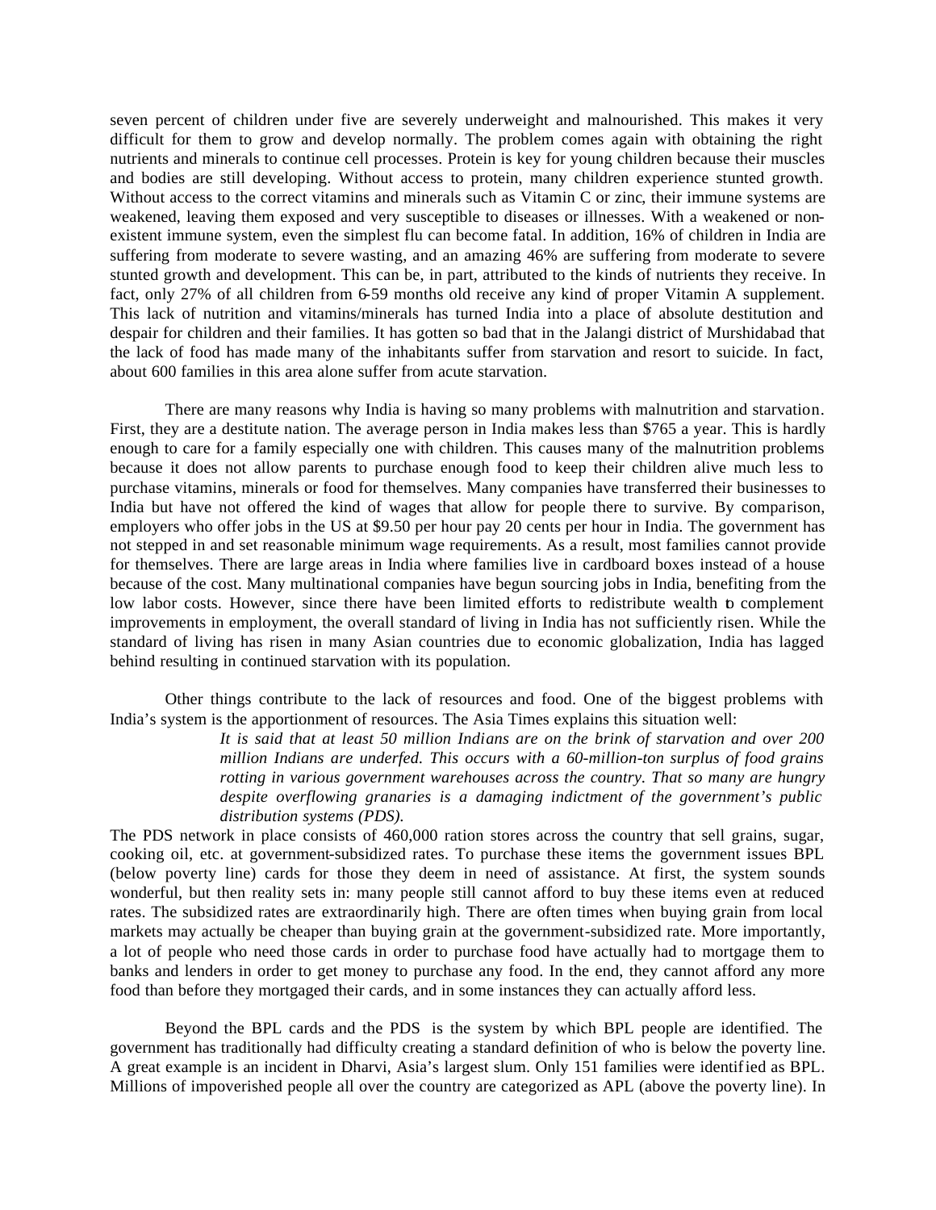seven percent of children under five are severely underweight and malnourished. This makes it very difficult for them to grow and develop normally. The problem comes again with obtaining the right nutrients and minerals to continue cell processes. Protein is key for young children because their muscles and bodies are still developing. Without access to protein, many children experience stunted growth. Without access to the correct vitamins and minerals such as Vitamin C or zinc, their immune systems are weakened, leaving them exposed and very susceptible to diseases or illnesses. With a weakened or non-existent immune system, even the simplest flu can become fatal. In addition, 16% of children in India are suffering from moderate to severe wasting, and an amazing 46% are suffering from moderate to severe stunted growth and development. This can be, in part, attributed to the kinds of nutrients they receive. In fact, only 27% of all children from 6-59 months old receive any kind of proper Vitamin A supplement. This lack of nutrition and vitamins/minerals has turned India into a place of absolute destitution and despair for children and their families. It has gotten so bad that in the Jalangi district of Murshidabad that the lack of food has made many of the inhabitants suffer from starvation and resort to suicide. In fact, about 600 families in this area alone suffer from acute starvation.

There are many reasons why India is having so many problems with malnutrition and starvation. First, they are a destitute nation. The average person in India makes less than $765 a year. This is hardly enough to care for a family especially one with children. This causes many of the malnutrition problems because it does not allow parents to purchase enough food to keep their children alive much less to purchase vitamins, minerals or food for themselves. Many companies have transferred their businesses to India but have not offered the kind of wages that allow for people there to survive. By comparison, employers who offer jobs in the US at $9.50 per hour pay 20 cents per hour in India. The government has not stepped in and set reasonable minimum wage requirements. As a result, most families cannot provide for themselves. There are large areas in India where families live in cardboard boxes instead of a house because of the cost. Many multinational companies have begun sourcing jobs in India, benefiting from the low labor costs. However, since there have been limited efforts to redistribute wealth to complement improvements in employment, the overall standard of living in India has not sufficiently risen. While the standard of living has risen in many Asian countries due to economic globalization, India has lagged behind resulting in continued starvation with its population.

Other things contribute to the lack of resources and food. One of the biggest problems with India's system is the apportionment of resources. The Asia Times explains this situation well:

> *It is said that at least 50 million Indians are on the brink of starvation and over 200 million Indians are underfed. This occurs with a 60-million-ton surplus of food grains rotting in various government warehouses across the country. That so many are hungry despite overflowing granaries is a damaging indictment of the government's public distribution systems (PDS).*

The PDS network in place consists of 460,000 ration stores across the country that sell grains, sugar, cooking oil, etc. at government-subsidized rates. To purchase these items the government issues BPL (below poverty line) cards for those they deem in need of assistance. At first, the system sounds wonderful, but then reality sets in: many people still cannot afford to buy these items even at reduced rates. The subsidized rates are extraordinarily high. There are often times when buying grain from local markets may actually be cheaper than buying grain at the government-subsidized rate. More importantly, a lot of people who need those cards in order to purchase food have actually had to mortgage them to banks and lenders in order to get money to purchase any food. In the end, they cannot afford any more food than before they mortgaged their cards, and in some instances they can actually afford less.

Beyond the BPL cards and the PDS is the system by which BPL people are identified. The government has traditionally had difficulty creating a standard definition of who is below the poverty line. A great example is an incident in Dharvi, Asia's largest slum. Only 151 families were identified as BPL. Millions of impoverished people all over the country are categorized as APL (above the poverty line). In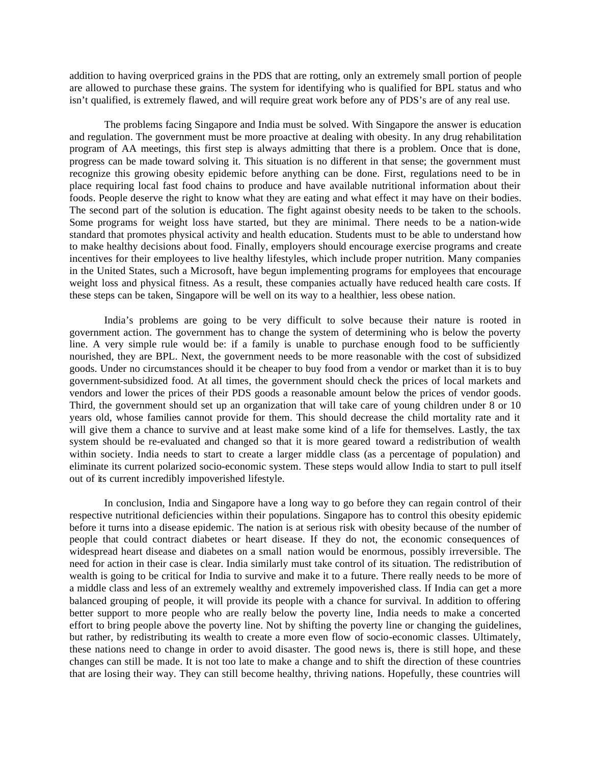addition to having overpriced grains in the PDS that are rotting, only an extremely small portion of people are allowed to purchase these grains. The system for identifying who is qualified for BPL status and who isn't qualified, is extremely flawed, and will require great work before any of PDS's are of any real use.

The problems facing Singapore and India must be solved. With Singapore the answer is education and regulation. The government must be more proactive at dealing with obesity. In any drug rehabilitation program of AA meetings, this first step is always admitting that there is a problem. Once that is done, progress can be made toward solving it. This situation is no different in that sense; the government must recognize this growing obesity epidemic before anything can be done. First, regulations need to be in place requiring local fast food chains to produce and have available nutritional information about their foods. People deserve the right to know what they are eating and what effect it may have on their bodies. The second part of the solution is education. The fight against obesity needs to be taken to the schools. Some programs for weight loss have started, but they are minimal. There needs to be a nation-wide standard that promotes physical activity and health education. Students must to be able to understand how to make healthy decisions about food. Finally, employers should encourage exercise programs and create incentives for their employees to live healthy lifestyles, which include proper nutrition. Many companies in the United States, such a Microsoft, have begun implementing programs for employees that encourage weight loss and physical fitness. As a result, these companies actually have reduced health care costs. If these steps can be taken, Singapore will be well on its way to a healthier, less obese nation.

India's problems are going to be very difficult to solve because their nature is rooted in government action. The government has to change the system of determining who is below the poverty line. A very simple rule would be: if a family is unable to purchase enough food to be sufficiently nourished, they are BPL. Next, the government needs to be more reasonable with the cost of subsidized goods. Under no circumstances should it be cheaper to buy food from a vendor or market than it is to buy government-subsidized food. At all times, the government should check the prices of local markets and vendors and lower the prices of their PDS goods a reasonable amount below the prices of vendor goods. Third, the government should set up an organization that will take care of young children under 8 or 10 years old, whose families cannot provide for them. This should decrease the child mortality rate and it will give them a chance to survive and at least make some kind of a life for themselves. Lastly, the tax system should be re-evaluated and changed so that it is more geared toward a redistribution of wealth within society. India needs to start to create a larger middle class (as a percentage of population) and eliminate its current polarized socio-economic system. These steps would allow India to start to pull itself out of its current incredibly impoverished lifestyle.

In conclusion, India and Singapore have a long way to go before they can regain control of their respective nutritional deficiencies within their populations. Singapore has to control this obesity epidemic before it turns into a disease epidemic. The nation is at serious risk with obesity because of the number of people that could contract diabetes or heart disease. If they do not, the economic consequences of widespread heart disease and diabetes on a small nation would be enormous, possibly irreversible. The need for action in their case is clear. India similarly must take control of its situation. The redistribution of wealth is going to be critical for India to survive and make it to a future. There really needs to be more of a middle class and less of an extremely wealthy and extremely impoverished class. If India can get a more balanced grouping of people, it will provide its people with a chance for survival. In addition to offering better support to more people who are really below the poverty line, India needs to make a concerted effort to bring people above the poverty line. Not by shifting the poverty line or changing the guidelines, but rather, by redistributing its wealth to create a more even flow of socio-economic classes. Ultimately, these nations need to change in order to avoid disaster. The good news is, there is still hope, and these changes can still be made. It is not too late to make a change and to shift the direction of these countries that are losing their way. They can still become healthy, thriving nations. Hopefully, these countries will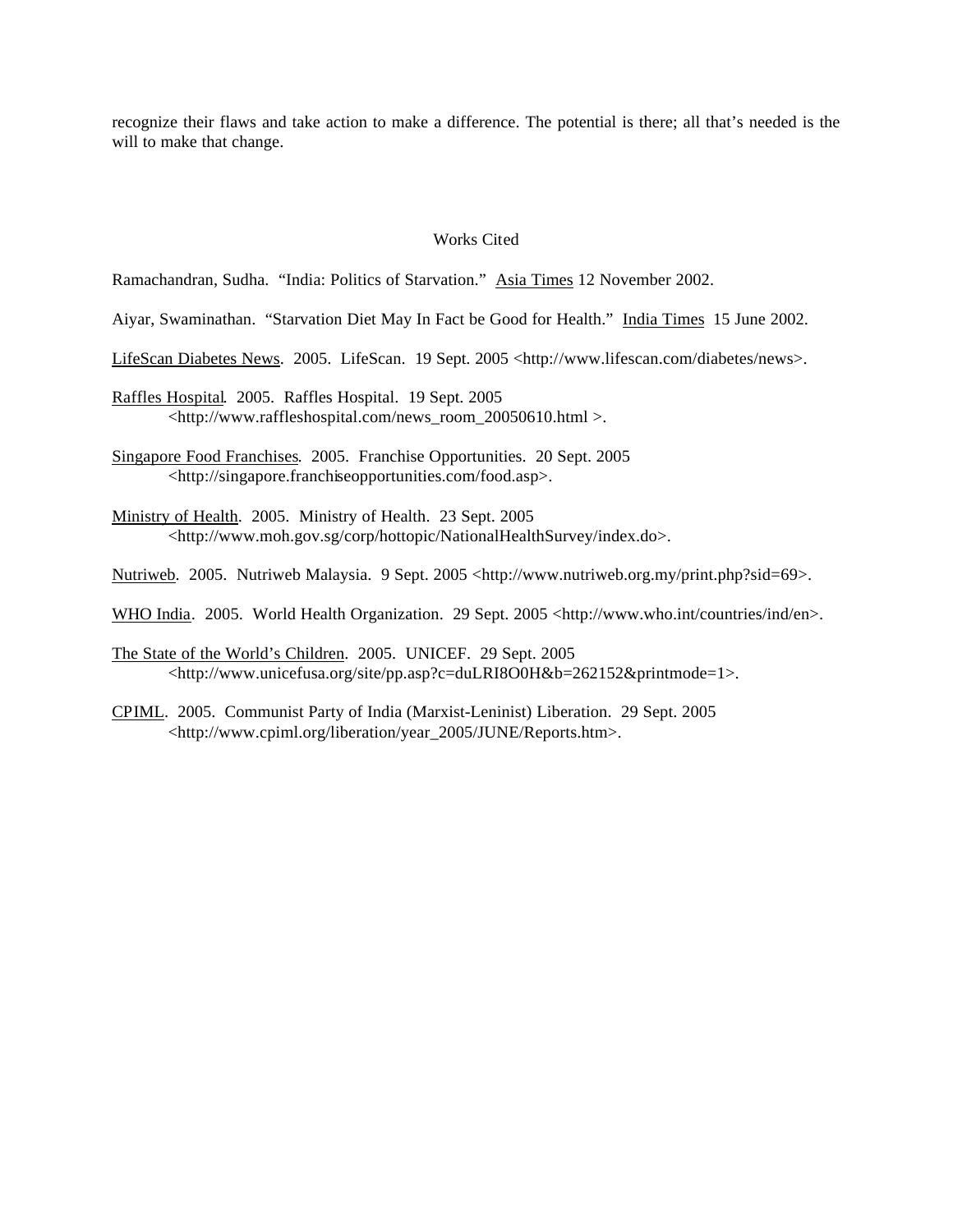recognize their flaws and take action to make a difference. The potential is there; all that's needed is the will to make that change.

## Works Cited

Ramachandran, Sudha. "India: Politics of Starvation." Asia Times 12 November 2002.

Aiyar, Swaminathan. "Starvation Diet May In Fact be Good for Health." India Times 15 June 2002.

LifeScan Diabetes News. 2005. LifeScan. 19 Sept. 2005 <http://www.lifescan.com/diabetes/news>.

Raffles Hospital. 2005. Raffles Hospital. 19 Sept. 2005 <http://www.raffleshospital.com/news_room_20050610.html >.

Singapore Food Franchises. 2005. Franchise Opportunities. 20 Sept. 2005 <http://singapore.franchiseopportunities.com/food.asp>.

Ministry of Health. 2005. Ministry of Health. 23 Sept. 2005 <http://www.moh.gov.sg/corp/hottopic/NationalHealthSurvey/index.do>.

Nutriweb. 2005. Nutriweb Malaysia. 9 Sept. 2005 <http://www.nutriweb.org.my/print.php?sid=69>.

WHO India. 2005. World Health Organization. 29 Sept. 2005 <http://www.who.int/countries/ind/en>.

The State of the World's Children. 2005. UNICEF. 29 Sept. 2005 <http://www.unicefusa.org/site/pp.asp?c=duLRI8O0H&b=262152&printmode=1>.

CPIML. 2005. Communist Party of India (Marxist-Leninist) Liberation. 29 Sept. 2005 <http://www.cpiml.org/liberation/year_2005/JUNE/Reports.htm>.